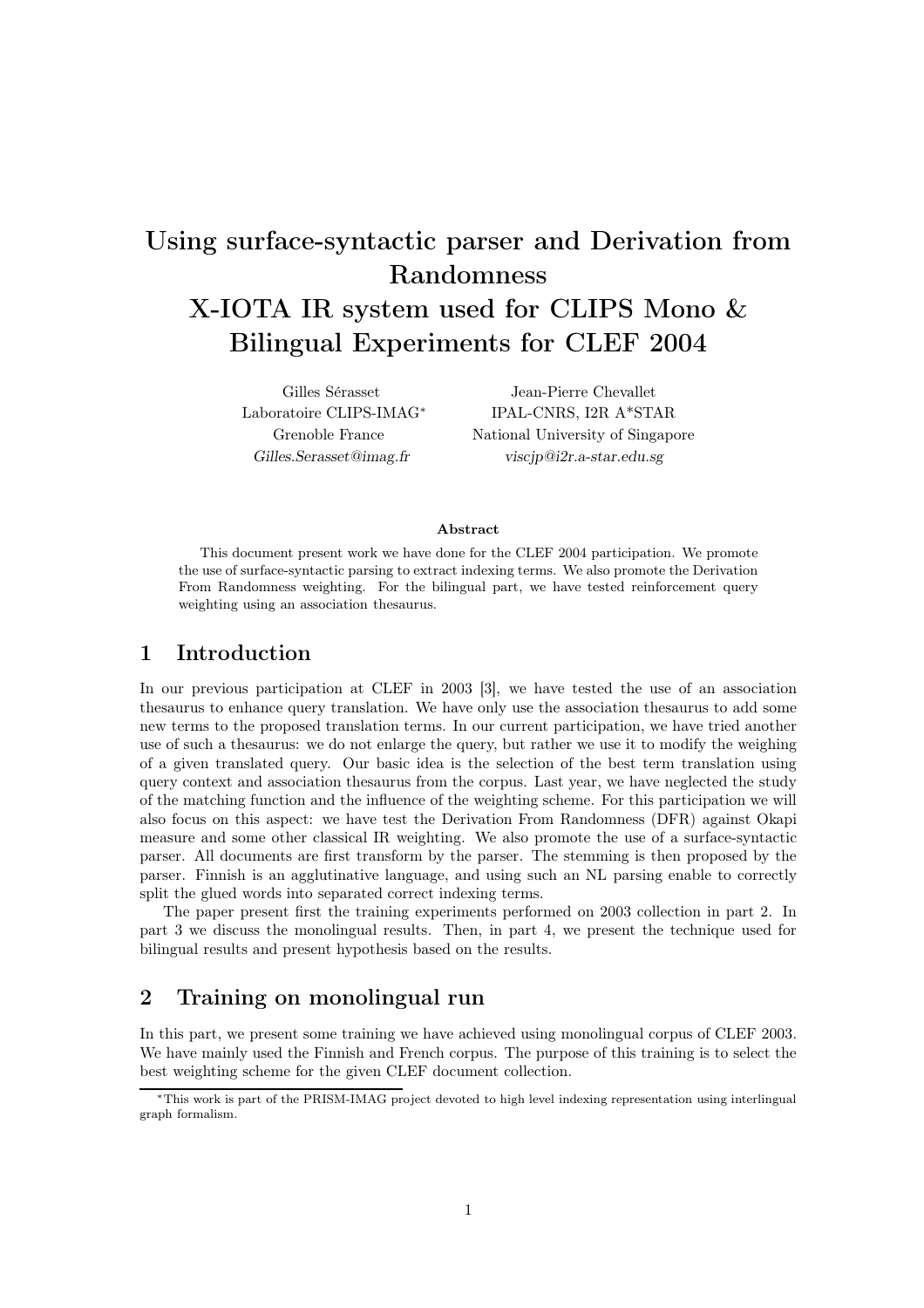# Using surface-syntactic parser and Derivation from Randomness
# X-IOTA IR system used for CLIPS Mono & Bilingual Experiments for CLEF 2004

Gilles Sérasset
Laboratoire CLIPS-IMAG*
Grenoble France
*Gilles.Serasset@imag.fr*

Jean-Pierre Chevallet
IPAL-CNRS, I2R A*STAR
National University of Singapore
*viscjp@i2r.a-star.edu.sg*

**Abstract**

This document present work we have done for the CLEF 2004 participation. We promote the use of surface-syntactic parsing to extract indexing terms. We also promote the Derivation From Randomness weighting. For the bilingual part, we have tested reinforcement query weighting using an association thesaurus.

## 1 Introduction

In our previous participation at CLEF in 2003 [3], we have tested the use of an association thesaurus to enhance query translation. We have only use the association thesaurus to add some new terms to the proposed translation terms. In our current participation, we have tried another use of such a thesaurus: we do not enlarge the query, but rather we use it to modify the weighing of a given translated query. Our basic idea is the selection of the best term translation using query context and association thesaurus from the corpus. Last year, we have neglected the study of the matching function and the influence of the weighting scheme. For this participation we will also focus on this aspect: we have test the Derivation From Randomness (DFR) against Okapi measure and some other classical IR weighting. We also promote the use of a surface-syntactic parser. All documents are first transform by the parser. The stemming is then proposed by the parser. Finnish is an agglutinative language, and using such an NL parsing enable to correctly split the glued words into separated correct indexing terms.

The paper present first the training experiments performed on 2003 collection in part 2. In part 3 we discuss the monolingual results. Then, in part 4, we present the technique used for bilingual results and present hypothesis based on the results.

## 2 Training on monolingual run

In this part, we present some training we have achieved using monolingual corpus of CLEF 2003. We have mainly used the Finnish and French corpus. The purpose of this training is to select the best weighting scheme for the given CLEF document collection.

*This work is part of the PRISM-IMAG project devoted to high level indexing representation using interlingual graph formalism.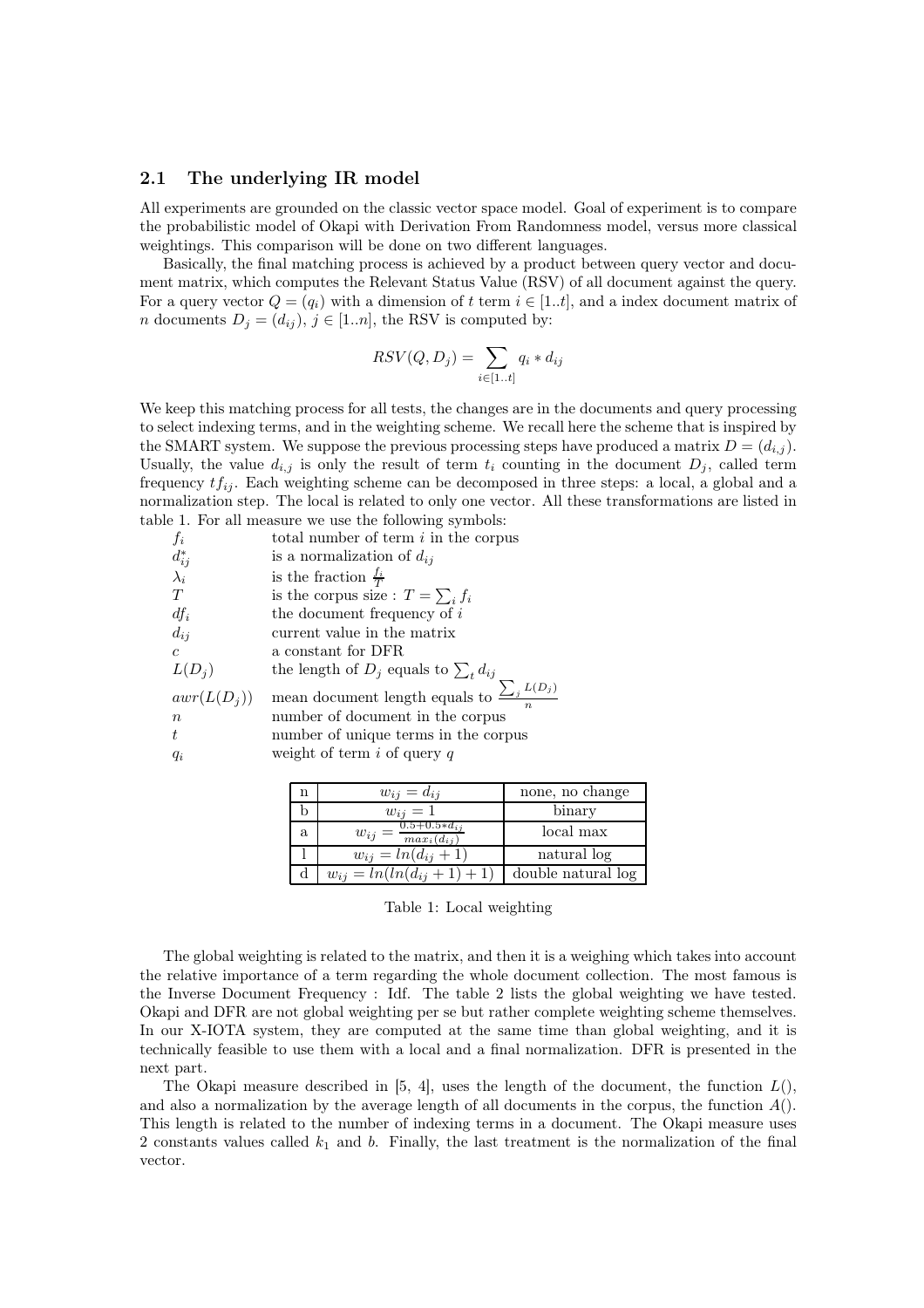### 2.1 The underlying IR model

All experiments are grounded on the classic vector space model. Goal of experiment is to compare the probabilistic model of Okapi with Derivation From Randomness model, versus more classical weightings. This comparison will be done on two different languages.

Basically, the final matching process is achieved by a product between query vector and document matrix, which computes the Relevant Status Value (RSV) of all document against the query. For a query vector $Q = (q_i)$ with a dimension of $t$ term $i \in [1..t]$, and a index document matrix of $n$ documents $D_j = (d_{ij})$, $j \in [1..n]$, the RSV is computed by:

$$RSV(Q, D_j) = \sum_{i \in [1..t]} q_i * d_{ij}$$

We keep this matching process for all tests, the changes are in the documents and query processing to select indexing terms, and in the weighting scheme. We recall here the scheme that is inspired by the SMART system. We suppose the previous processing steps have produced a matrix $D = (d_{i,j})$. Usually, the value $d_{i,j}$ is only the result of term $t_i$ counting in the document $D_j$, called term frequency $tf_{ij}$. Each weighting scheme can be decomposed in three steps: a local, a global and a normalization step. The local is related to only one vector. All these transformations are listed in table 1. For all measure we use the following symbols:

| | |
|---|---|
| $f_i$ | total number of term $i$ in the corpus |
| $d^*_{ij}$ | is a normalization of $d_{ij}$ |
| $\lambda_i$ | is the fraction $\frac{f_i}{T}$ |
| $T$ | is the corpus size : $T = \sum_i f_i$ |
| $df_i$ | the document frequency of $i$ |
| $d_{ij}$ | current value in the matrix |
| $c$ | a constant for DFR |
| $L(D_j)$ | the length of $D_j$ equals to $\sum_t d_{ij}$ |
| $awr(L(D_j))$ | mean document length equals to $\frac{\sum_j L(D_j)}{n}$ |
| $n$ | number of document in the corpus |
| $t$ | number of unique terms in the corpus |
| $q_i$ | weight of term $i$ of query $q$ |

| | | |
|---|---|---|
| n | $w_{ij} = d_{ij}$ | none, no change |
| b | $w_{ij} = 1$ | binary |
| a | $w_{ij} = \frac{0.5+0.5*d_{ij}}{max_i(d_{ij})}$ | local max |
| l | $w_{ij} = ln(d_{ij} + 1)$ | natural log |
| d | $w_{ij} = ln(ln(d_{ij} + 1) + 1)$ | double natural log |

Table 1: Local weighting

The global weighting is related to the matrix, and then it is a weighing which takes into account the relative importance of a term regarding the whole document collection. The most famous is the Inverse Document Frequency : Idf. The table 2 lists the global weighting we have tested. Okapi and DFR are not global weighting per se but rather complete weighting scheme themselves. In our X-IOTA system, they are computed at the same time than global weighting, and it is technically feasible to use them with a local and a final normalization. DFR is presented in the next part.

The Okapi measure described in [5, 4], uses the length of the document, the function $L()$, and also a normalization by the average length of all documents in the corpus, the function $A()$. This length is related to the number of indexing terms in a document. The Okapi measure uses 2 constants values called $k_1$ and $b$. Finally, the last treatment is the normalization of the final vector.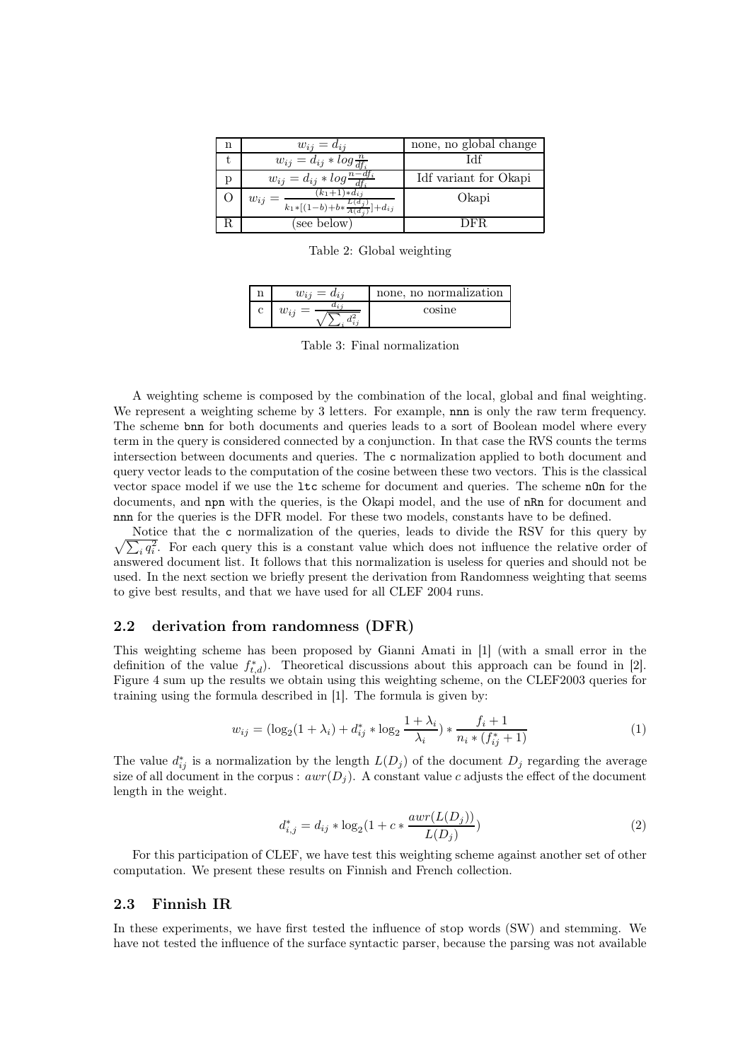| n | $w_{ij} = d_{ij}$ | none, no global change |
|---|---|---|
| t | $w_{ij} = d_{ij} * log\frac{n}{df_i}$ | Idf |
| p | $w_{ij} = d_{ij} * log\frac{n-df_i}{df_i}$ | Idf variant for Okapi |
| O | $w_{ij} = \frac{(k_1+1)*d_{ij}}{k_1*[(1-b)+b*\frac{L(d_j)}{A(d_j)}]+d_{ij}}$ | Okapi |
| R | (see below) | DFR |

Table 2: Global weighting

| n | $w_{ij} = d_{ij}$ | none, no normalization |
|---|---|---|
| c | $w_{ij} = \frac{d_{ij}}{\sqrt{\sum_i d_{ij}^2}}$ | cosine |

Table 3: Final normalization

A weighting scheme is composed by the combination of the local, global and final weighting. We represent a weighting scheme by 3 letters. For example, `nnn` is only the raw term frequency. The scheme `bnn` for both documents and queries leads to a sort of Boolean model where every term in the query is considered connected by a conjunction. In that case the RVS counts the terms intersection between documents and queries. The `c` normalization applied to both document and query vector leads to the computation of the cosine between these two vectors. This is the classical vector space model if we use the `ltc` scheme for document and queries. The scheme `nOn` for the documents, and `npn` with the queries, is the Okapi model, and the use of `nRn` for document and `nnn` for the queries is the DFR model. For these two models, constants have to be defined.

Notice that the `c` normalization of the queries, leads to divide the RSV for this query by $\sqrt{\sum_i q_i^2}$. For each query this is a constant value which does not influence the relative order of answered document list. It follows that this normalization is useless for queries and should not be used. In the next section we briefly present the derivation from Randomness weighting that seems to give best results, and that we have used for all CLEF 2004 runs.

## 2.2 derivation from randomness (DFR)

This weighting scheme has been proposed by Gianni Amati in [1] (with a small error in the definition of the value $f^*_{t,d}$). Theoretical discussions about this approach can be found in [2]. Figure 4 sum up the results we obtain using this weighting scheme, on the CLEF2003 queries for training using the formula described in [1]. The formula is given by:

$$w_{ij} = (\log_2(1+\lambda_i) + d^*_{ij} * \log_2 \frac{1+\lambda_i}{\lambda_i}) * \frac{f_i + 1}{n_i * (f^*_{ij} + 1)} \tag{1}$$

The value $d^*_{ij}$ is a normalization by the length $L(D_j)$ of the document $D_j$ regarding the average size of all document in the corpus : $awr(D_j)$. A constant value $c$ adjusts the effect of the document length in the weight.

$$d^*_{i,j} = d_{ij} * \log_2(1 + c * \frac{awr(L(D_j))}{L(D_j)}) \tag{2}$$

For this participation of CLEF, we have test this weighting scheme against another set of other computation. We present these results on Finnish and French collection.

## 2.3 Finnish IR

In these experiments, we have first tested the influence of stop words (SW) and stemming. We have not tested the influence of the surface syntactic parser, because the parsing was not available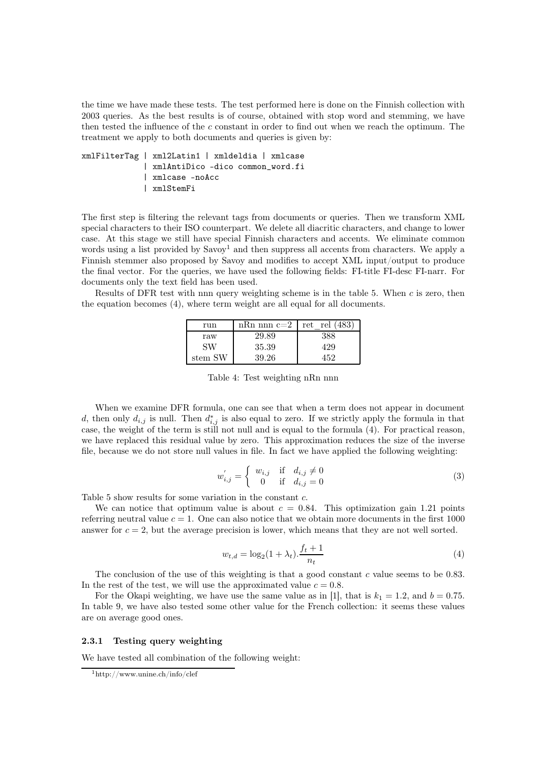the time we have made these tests. The test performed here is done on the Finnish collection with 2003 queries. As the best results is of course, obtained with stop word and stemming, we have then tested the influence of the $c$ constant in order to find out when we reach the optimum. The treatment we apply to both documents and queries is given by:

```
xmlFilterTag | xml2Latin1 | xmldeldia | xmlcase
             | xmlAntiDico -dico common_word.fi
             | xmlcase -noAcc
             | xmlStemFi
```

The first step is filtering the relevant tags from documents or queries. Then we transform XML special characters to their ISO counterpart. We delete all diacritic characters, and change to lower case. At this stage we still have special Finnish characters and accents. We eliminate common words using a list provided by Savoy[1] and then suppress all accents from characters. We apply a Finnish stemmer also proposed by Savoy and modifies to accept XML input/output to produce the final vector. For the queries, we have used the following fields: FI-title FI-desc FI-narr. For documents only the text field has been used.

Results of DFR test with nnn query weighting scheme is in the table 5. When $c$ is zero, then the equation becomes (4), where term weight are all equal for all documents.

| run | nRn nnn c=2 | ret_rel (483) |
|---|---|---|
| raw | 29.89 | 388 |
| SW | 35.39 | 429 |
| stem SW | 39.26 | 452 |

Table 4: Test weighting nRn nnn

When we examine DFR formula, one can see that when a term does not appear in document $d$, then only $d_{i,j}$ is null. Then $d^{*}_{i,j}$ is also equal to zero. If we strictly apply the formula in that case, the weight of the term is still not null and is equal to the formula (4). For practical reason, we have replaced this residual value by zero. This approximation reduces the size of the inverse file, because we do not store null values in file. In fact we have applied the following weighting:

$$w^{'}_{i,j} = \begin{cases} w_{i,j} & \text{if} \quad d_{i,j} \neq 0 \\ 0 & \text{if} \quad d_{i,j} = 0 \end{cases} \tag{3}$$

Table 5 show results for some variation in the constant $c$.

We can notice that optimum value is about $c = 0.84$. This optimization gain 1.21 points referring neutral value $c = 1$. One can also notice that we obtain more documents in the first 1000 answer for $c = 2$, but the average precision is lower, which means that they are not well sorted.

$$w_{t,d} = \log_2(1 + \lambda_t) . \frac{f_t + 1}{n_t} \tag{4}$$

The conclusion of the use of this weighting is that a good constant $c$ value seems to be 0.83. In the rest of the test, we will use the approximated value $c = 0.8$.

For the Okapi weighting, we have use the same value as in [1], that is $k_1 = 1.2$, and $b = 0.75$. In table 9, we have also tested some other value for the French collection: it seems these values are on average good ones.

### 2.3.1 Testing query weighting

We have tested all combination of the following weight:

[1] http://www.unine.ch/info/clef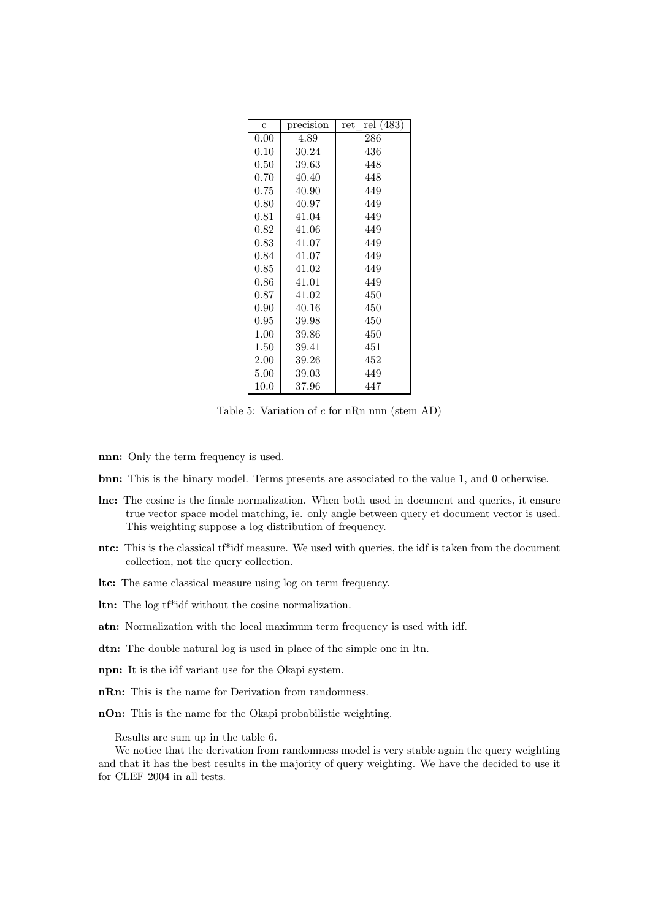| c | precision | ret_rel (483) |
|---|---|---|
| 0.00 | 4.89 | 286 |
| 0.10 | 30.24 | 436 |
| 0.50 | 39.63 | 448 |
| 0.70 | 40.40 | 448 |
| 0.75 | 40.90 | 449 |
| 0.80 | 40.97 | 449 |
| 0.81 | 41.04 | 449 |
| 0.82 | 41.06 | 449 |
| 0.83 | 41.07 | 449 |
| 0.84 | 41.07 | 449 |
| 0.85 | 41.02 | 449 |
| 0.86 | 41.01 | 449 |
| 0.87 | 41.02 | 450 |
| 0.90 | 40.16 | 450 |
| 0.95 | 39.98 | 450 |
| 1.00 | 39.86 | 450 |
| 1.50 | 39.41 | 451 |
| 2.00 | 39.26 | 452 |
| 5.00 | 39.03 | 449 |
| 10.0 | 37.96 | 447 |

Table 5: Variation of $c$ for nRn nnn (stem AD)

**nnn:** Only the term frequency is used.

**bnn:** This is the binary model. Terms presents are associated to the value 1, and 0 otherwise.

**lnc:** The cosine is the finale normalization. When both used in document and queries, it ensure true vector space model matching, ie. only angle between query et document vector is used. This weighting suppose a log distribution of frequency.

**ntc:** This is the classical tf*idf measure. We used with queries, the idf is taken from the document collection, not the query collection.

**ltc:** The same classical measure using log on term frequency.

**ltn:** The log tf*idf without the cosine normalization.

**atn:** Normalization with the local maximum term frequency is used with idf.

**dtn:** The double natural log is used in place of the simple one in ltn.

**npn:** It is the idf variant use for the Okapi system.

**nRn:** This is the name for Derivation from randomness.

**nOn:** This is the name for the Okapi probabilistic weighting.

Results are sum up in the table 6.

We notice that the derivation from randomness model is very stable again the query weighting and that it has the best results in the majority of query weighting. We have the decided to use it for CLEF 2004 in all tests.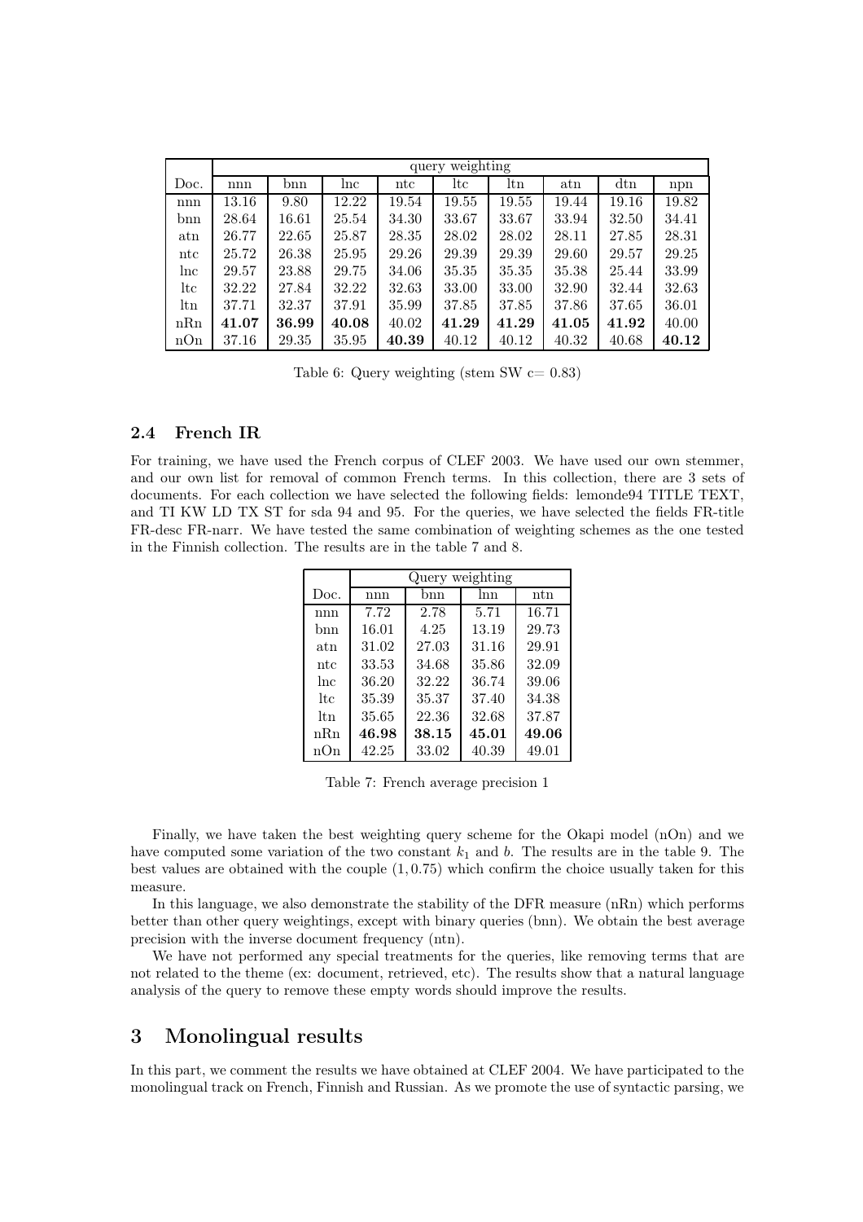| | query weighting | | | | | | | | |
|---|---|---|---|---|---|---|---|---|---|
| Doc. | nnn | bnn | lnc | ntc | ltc | ltn | atn | dtn | npn |
| nnn | 13.16 | 9.80 | 12.22 | 19.54 | 19.55 | 19.55 | 19.44 | 19.16 | 19.82 |
| bnn | 28.64 | 16.61 | 25.54 | 34.30 | 33.67 | 33.67 | 33.94 | 32.50 | 34.41 |
| atn | 26.77 | 22.65 | 25.87 | 28.35 | 28.02 | 28.02 | 28.11 | 27.85 | 28.31 |
| ntc | 25.72 | 26.38 | 25.95 | 29.26 | 29.39 | 29.39 | 29.60 | 29.57 | 29.25 |
| lnc | 29.57 | 23.88 | 29.75 | 34.06 | 35.35 | 35.35 | 35.38 | 25.44 | 33.99 |
| ltc | 32.22 | 27.84 | 32.22 | 32.63 | 33.00 | 33.00 | 32.90 | 32.44 | 32.63 |
| ltn | 37.71 | 32.37 | 37.91 | 35.99 | 37.85 | 37.85 | 37.86 | 37.65 | 36.01 |
| nRn | **41.07** | **36.99** | **40.08** | 40.02 | **41.29** | **41.29** | **41.05** | **41.92** | 40.00 |
| nOn | 37.16 | 29.35 | 35.95 | **40.39** | 40.12 | 40.12 | 40.32 | 40.68 | **40.12** |

Table 6: Query weighting (stem SW c= 0.83)

### 2.4 French IR

For training, we have used the French corpus of CLEF 2003. We have used our own stemmer, and our own list for removal of common French terms. In this collection, there are 3 sets of documents. For each collection we have selected the following fields: lemonde94 TITLE TEXT, and TI KW LD TX ST for sda 94 and 95. For the queries, we have selected the fields FR-title FR-desc FR-narr. We have tested the same combination of weighting schemes as the one tested in the Finnish collection. The results are in the table 7 and 8.

| | Query weighting | | | |
|---|---|---|---|---|
| Doc. | nnn | bnn | lnn | ntn |
| nnn | 7.72 | 2.78 | 5.71 | 16.71 |
| bnn | 16.01 | 4.25 | 13.19 | 29.73 |
| atn | 31.02 | 27.03 | 31.16 | 29.91 |
| ntc | 33.53 | 34.68 | 35.86 | 32.09 |
| lnc | 36.20 | 32.22 | 36.74 | 39.06 |
| ltc | 35.39 | 35.37 | 37.40 | 34.38 |
| ltn | 35.65 | 22.36 | 32.68 | 37.87 |
| nRn | **46.98** | **38.15** | **45.01** | **49.06** |
| nOn | 42.25 | 33.02 | 40.39 | 49.01 |

Table 7: French average precision 1

Finally, we have taken the best weighting query scheme for the Okapi model (nOn) and we have computed some variation of the two constant $k_1$ and $b$. The results are in the table 9. The best values are obtained with the couple $(1, 0.75)$ which confirm the choice usually taken for this measure.

In this language, we also demonstrate the stability of the DFR measure (nRn) which performs better than other query weightings, except with binary queries (bnn). We obtain the best average precision with the inverse document frequency (ntn).

We have not performed any special treatments for the queries, like removing terms that are not related to the theme (ex: document, retrieved, etc). The results show that a natural language analysis of the query to remove these empty words should improve the results.

## 3 Monolingual results

In this part, we comment the results we have obtained at CLEF 2004. We have participated to the monolingual track on French, Finnish and Russian. As we promote the use of syntactic parsing, we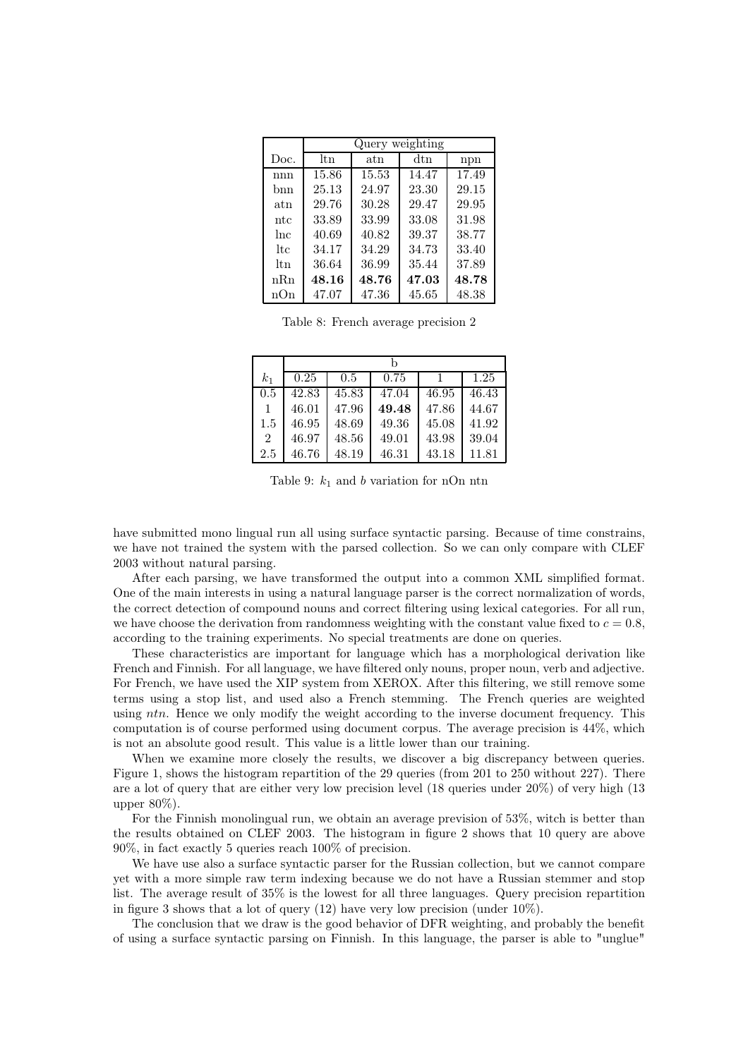| | Query weighting | | | |
|---|---|---|---|---|
| Doc. | ltn | atn | dtn | npn |
| nnn | 15.86 | 15.53 | 14.47 | 17.49 |
| bnn | 25.13 | 24.97 | 23.30 | 29.15 |
| atn | 29.76 | 30.28 | 29.47 | 29.95 |
| ntc | 33.89 | 33.99 | 33.08 | 31.98 |
| lnc | 40.69 | 40.82 | 39.37 | 38.77 |
| ltc | 34.17 | 34.29 | 34.73 | 33.40 |
| ltn | 36.64 | 36.99 | 35.44 | 37.89 |
| nRn | **48.16** | **48.76** | **47.03** | **48.78** |
| nOn | 47.07 | 47.36 | 45.65 | 48.38 |

Table 8: French average precision 2

| | b | | | | |
|---|---|---|---|---|---|
| $k_1$ | 0.25 | 0.5 | 0.75 | 1 | 1.25 |
| 0.5 | 42.83 | 45.83 | 47.04 | 46.95 | 46.43 |
| 1 | 46.01 | 47.96 | **49.48** | 47.86 | 44.67 |
| 1.5 | 46.95 | 48.69 | 49.36 | 45.08 | 41.92 |
| 2 | 46.97 | 48.56 | 49.01 | 43.98 | 39.04 |
| 2.5 | 46.76 | 48.19 | 46.31 | 43.18 | 11.81 |

Table 9: $k_1$ and $b$ variation for nOn ntn

have submitted mono lingual run all using surface syntactic parsing. Because of time constrains, we have not trained the system with the parsed collection. So we can only compare with CLEF 2003 without natural parsing.

After each parsing, we have transformed the output into a common XML simplified format. One of the main interests in using a natural language parser is the correct normalization of words, the correct detection of compound nouns and correct filtering using lexical categories. For all run, we have choose the derivation from randomness weighting with the constant value fixed to $c = 0.8$, according to the training experiments. No special treatments are done on queries.

These characteristics are important for language which has a morphological derivation like French and Finnish. For all language, we have filtered only nouns, proper noun, verb and adjective. For French, we have used the XIP system from XEROX. After this filtering, we still remove some terms using a stop list, and used also a French stemming. The French queries are weighted using *ntn*. Hence we only modify the weight according to the inverse document frequency. This computation is of course performed using document corpus. The average precision is 44%, which is not an absolute good result. This value is a little lower than our training.

When we examine more closely the results, we discover a big discrepancy between queries. Figure 1, shows the histogram repartition of the 29 queries (from 201 to 250 without 227). There are a lot of query that are either very low precision level (18 queries under 20%) of very high (13 upper 80%).

For the Finnish monolingual run, we obtain an average prevision of 53%, witch is better than the results obtained on CLEF 2003. The histogram in figure 2 shows that 10 query are above 90%, in fact exactly 5 queries reach 100% of precision.

We have use also a surface syntactic parser for the Russian collection, but we cannot compare yet with a more simple raw term indexing because we do not have a Russian stemmer and stop list. The average result of 35% is the lowest for all three languages. Query precision repartition in figure 3 shows that a lot of query (12) have very low precision (under 10%).

The conclusion that we draw is the good behavior of DFR weighting, and probably the benefit of using a surface syntactic parsing on Finnish. In this language, the parser is able to "unglue"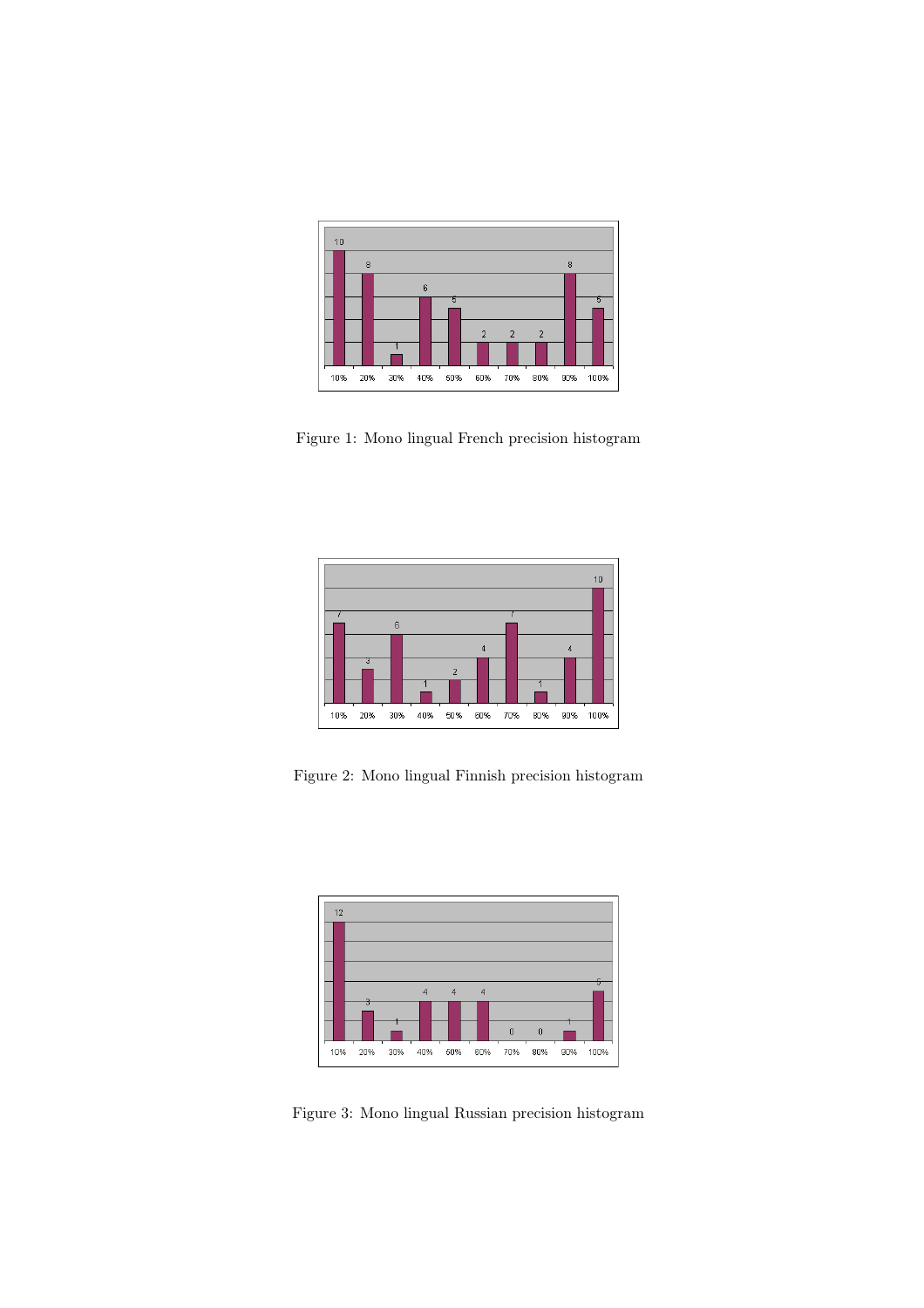Figure 1: Mono lingual French precision histogram

Figure 2: Mono lingual Finnish precision histogram

Figure 3: Mono lingual Russian precision histogram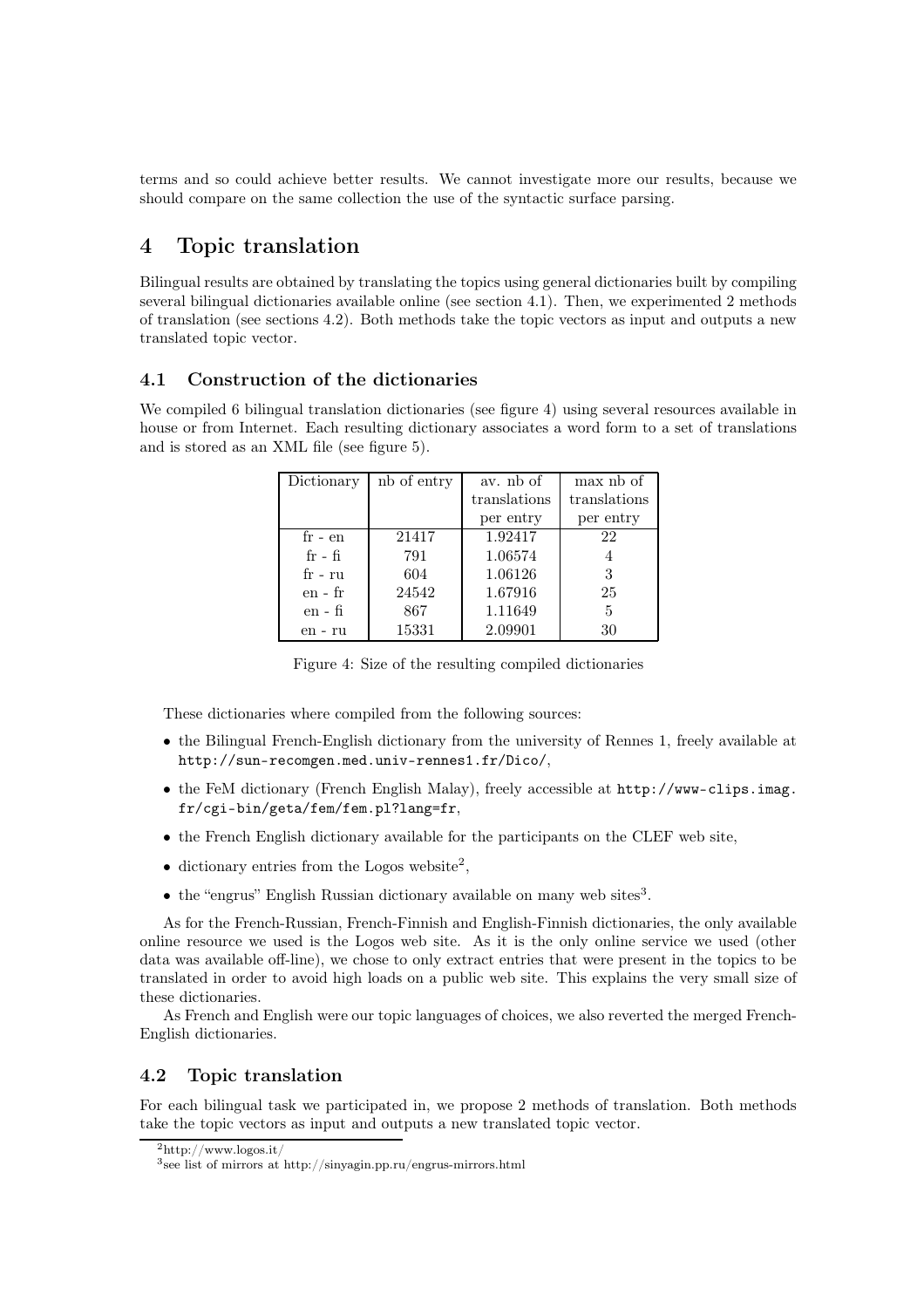terms and so could achieve better results. We cannot investigate more our results, because we should compare on the same collection the use of the syntactic surface parsing.

# 4 Topic translation

Bilingual results are obtained by translating the topics using general dictionaries built by compiling several bilingual dictionaries available online (see section 4.1). Then, we experimented 2 methods of translation (see sections 4.2). Both methods take the topic vectors as input and outputs a new translated topic vector.

## 4.1 Construction of the dictionaries

We compiled 6 bilingual translation dictionaries (see figure 4) using several resources available in house or from Internet. Each resulting dictionary associates a word form to a set of translations and is stored as an XML file (see figure 5).

| Dictionary | nb of entry | av. nb of translations per entry | max nb of translations per entry |
|---|---|---|---|
| fr - en | 21417 | 1.92417 | 22 |
| fr - fi | 791 | 1.06574 | 4 |
| fr - ru | 604 | 1.06126 | 3 |
| en - fr | 24542 | 1.67916 | 25 |
| en - fi | 867 | 1.11649 | 5 |
| en - ru | 15331 | 2.09901 | 30 |

Figure 4: Size of the resulting compiled dictionaries

These dictionaries where compiled from the following sources:

- the Bilingual French-English dictionary from the university of Rennes 1, freely available at `http://sun-recomgen.med.univ-rennes1.fr/Dico/`,
- the FeM dictionary (French English Malay), freely accessible at `http://www-clips.imag.fr/cgi-bin/geta/fem/fem.pl?lang=fr`,
- the French English dictionary available for the participants on the CLEF web site,
- dictionary entries from the Logos website[2],
- the "engrus" English Russian dictionary available on many web sites[3].

As for the French-Russian, French-Finnish and English-Finnish dictionaries, the only available online resource we used is the Logos web site. As it is the only online service we used (other data was available off-line), we chose to only extract entries that were present in the topics to be translated in order to avoid high loads on a public web site. This explains the very small size of these dictionaries.

As French and English were our topic languages of choices, we also reverted the merged French-English dictionaries.

## 4.2 Topic translation

For each bilingual task we participated in, we propose 2 methods of translation. Both methods take the topic vectors as input and outputs a new translated topic vector.

[2] http://www.logos.it/

[3] see list of mirrors at http://sinyagin.pp.ru/engrus-mirrors.html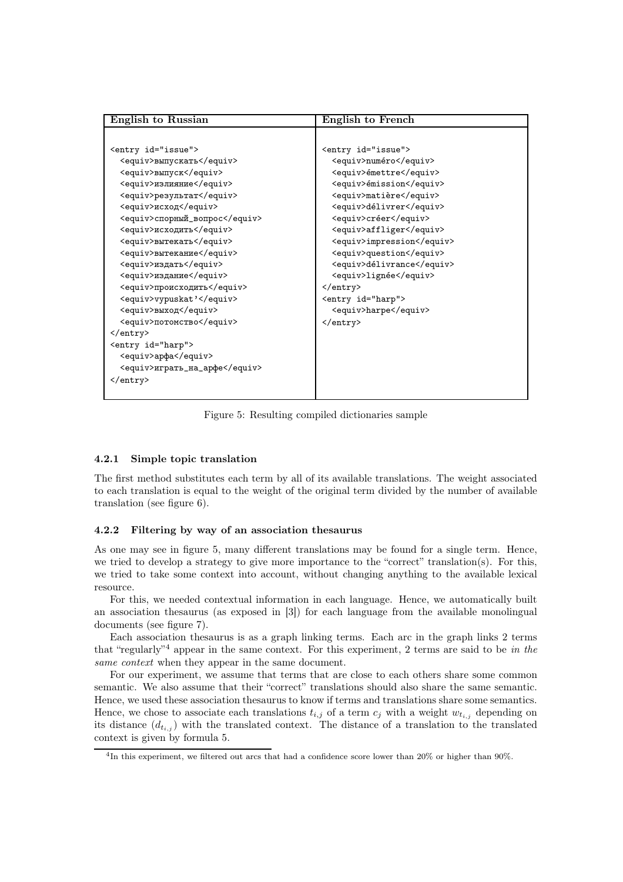| English to Russian | English to French |
|---|---|
| `<entry id="issue">`<br>`<equiv>выпускать</equiv>`<br>`<equiv>выпуск</equiv>`<br>`<equiv>излияние</equiv>`<br>`<equiv>результат</equiv>`<br>`<equiv>исход</equiv>`<br>`<equiv>спорный_вопрос</equiv>`<br>`<equiv>исходить</equiv>`<br>`<equiv>вытекать</equiv>`<br>`<equiv>вытекание</equiv>`<br>`<equiv>издать</equiv>`<br>`<equiv>издание</equiv>`<br>`<equiv>происходить</equiv>`<br>`<equiv>vypuskat'</equiv>`<br>`<equiv>выход</equiv>`<br>`<equiv>потомство</equiv>`<br>`</entry>`<br>`<entry id="harp">`<br>`<equiv>арфа</equiv>`<br>`<equiv>играть_на_арфе</equiv>`<br>`</entry>` | `<entry id="issue">`<br>`<equiv>numéro</equiv>`<br>`<equiv>émettre</equiv>`<br>`<equiv>émission</equiv>`<br>`<equiv>matière</equiv>`<br>`<equiv>délivrer</equiv>`<br>`<equiv>créer</equiv>`<br>`<equiv>affliger</equiv>`<br>`<equiv>impression</equiv>`<br>`<equiv>question</equiv>`<br>`<equiv>délivrance</equiv>`<br>`<equiv>lignée</equiv>`<br>`</entry>`<br>`<entry id="harp">`<br>`<equiv>harpe</equiv>`<br>`</entry>` |

Figure 5: Resulting compiled dictionaries sample

#### 4.2.1 Simple topic translation

The first method substitutes each term by all of its available translations. The weight associated to each translation is equal to the weight of the original term divided by the number of available translation (see figure 6).

#### 4.2.2 Filtering by way of an association thesaurus

As one may see in figure 5, many different translations may be found for a single term. Hence, we tried to develop a strategy to give more importance to the "correct" translation(s). For this, we tried to take some context into account, without changing anything to the available lexical resource.

For this, we needed contextual information in each language. Hence, we automatically built an association thesaurus (as exposed in [3]) for each language from the available monolingual documents (see figure 7).

Each association thesaurus is as a graph linking terms. Each arc in the graph links 2 terms that "regularly"[4] appear in the same context. For this experiment, 2 terms are said to be *in the same context* when they appear in the same document.

For our experiment, we assume that terms that are close to each others share some common semantic. We also assume that their "correct" translations should also share the same semantic. Hence, we used these association thesaurus to know if terms and translations share some semantics. Hence, we chose to associate each translations $t_{i,j}$ of a term $c_j$ with a weight $w_{t_{i,j}}$ depending on its distance ($d_{t_{i,j}}$) with the translated context. The distance of a translation to the translated context is given by formula 5.

[4] In this experiment, we filtered out arcs that had a confidence score lower than 20% or higher than 90%.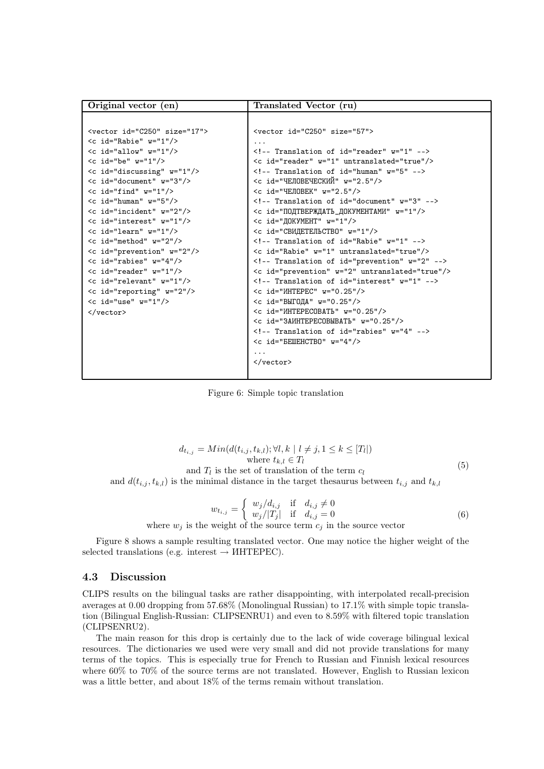| Original vector (en) | Translated Vector (ru) |
|---|---|
| `<vector id="C250" size="17">`<br>`<c id="Rabie" w="1"/>`<br>`<c id="allow" w="1"/>`<br>`<c id="be" w="1"/>`<br>`<c id="discussing" w="1"/>`<br>`<c id="document" w="3"/>`<br>`<c id="find" w="1"/>`<br>`<c id="human" w="5"/>`<br>`<c id="incident" w="2"/>`<br>`<c id="interest" w="1"/>`<br>`<c id="learn" w="1"/>`<br>`<c id="method" w="2"/>`<br>`<c id="prevention" w="2"/>`<br>`<c id="rabies" w="4"/>`<br>`<c id="reader" w="1"/>`<br>`<c id="relevant" w="1"/>`<br>`<c id="reporting" w="2"/>`<br>`<c id="use" w="1"/>`<br>`</vector>` | `<vector id="C250" size="57">`<br>`...`<br>`<!-- Translation of id="reader" w="1" -->`<br>`<c id="reader" w="1" untranslated="true"/>`<br>`<!-- Translation of id="human" w="5" -->`<br>`<c id="ЧЕЛОВЕЧЕСКИЙ" w="2.5"/>`<br>`<c id="ЧЕЛОВЕК" w="2.5"/>`<br>`<!-- Translation of id="document" w="3" -->`<br>`<c id="ПОДТВЕРЖДАТЬ_ДОКУМЕНТАМИ" w="1"/>`<br>`<c id="ДОКУМЕНТ" w="1"/>`<br>`<c id="СВИДЕТЕЛЬСТВО" w="1"/>`<br>`<!-- Translation of id="Rabie" w="1" -->`<br>`<c id="Rabie" w="1" untranslated="true"/>`<br>`<!-- Translation of id="prevention" w="2" -->`<br>`<c id="prevention" w="2" untranslated="true"/>`<br>`<!-- Translation of id="interest" w="1" -->`<br>`<c id="ИНТЕРЕС" w="0.25"/>`<br>`<c id="ВЫГОДА" w="0.25"/>`<br>`<c id="ИНТЕРЕСОВАТЬ" w="0.25"/>`<br>`<c id="ЗАИНТЕРЕСОВЫВАТЬ" w="0.25"/>`<br>`<!-- Translation of id="rabies" w="4" -->`<br>`<c id="БЕШЕНСТВО" w="4"/>`<br>`...`<br>`</vector>` |

Figure 6: Simple topic translation

$$d_{t_{i,j}} = Min(d(t_{i,j}, t_{k,l}); \forall l, k \mid l \neq j, 1 \leq k \leq [T_l]) \tag{5}$$

where $t_{k,l} \in T_l$

and $T_l$ is the set of translation of the term $c_l$

and $d(t_{i,j}, t_{k,l})$ is the minimal distance in the target thesaurus between $t_{i,j}$ and $t_{k,l}$

$$w_{t_{i,j}} = \begin{cases} w_j / d_{i,j} & \text{if} \quad d_{i,j} \neq 0 \\ w_j / |T_j| & \text{if} \quad d_{i,j} = 0 \end{cases} \tag{6}$$

where $w_j$ is the weight of the source term $c_j$ in the source vector

Figure 8 shows a sample resulting translated vector. One may notice the higher weight of the selected translations (e.g. interest → ИНТЕРЕС).

### 4.3 Discussion

CLIPS results on the bilingual tasks are rather disappointing, with interpolated recall-precision averages at 0.00 dropping from 57.68% (Monolingual Russian) to 17.1% with simple topic translation (Bilingual English-Russian: CLIPSENRU1) and even to 8.59% with filtered topic translation (CLIPSENRU2).

The main reason for this drop is certainly due to the lack of wide coverage bilingual lexical resources. The dictionaries we used were very small and did not provide translations for many terms of the topics. This is especially true for French to Russian and Finnish lexical resources where 60% to 70% of the source terms are not translated. However, English to Russian lexicon was a little better, and about 18% of the terms remain without translation.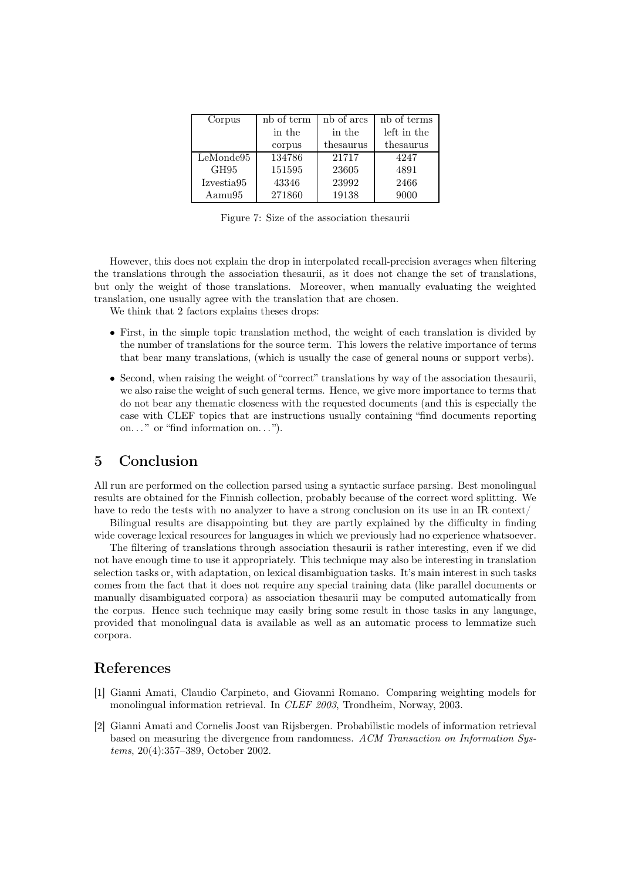| Corpus | nb of term in the corpus | nb of arcs in the thesaurus | nb of terms left in the thesaurus |
|---|---|---|---|
| LeMonde95 | 134786 | 21717 | 4247 |
| GH95 | 151595 | 23605 | 4891 |
| Izvestia95 | 43346 | 23992 | 2466 |
| Aamu95 | 271860 | 19138 | 9000 |

Figure 7: Size of the association thesaurii

However, this does not explain the drop in interpolated recall-precision averages when filtering the translations through the association thesaurii, as it does not change the set of translations, but only the weight of those translations. Moreover, when manually evaluating the weighted translation, one usually agree with the translation that are chosen.

We think that 2 factors explains theses drops:

- First, in the simple topic translation method, the weight of each translation is divided by the number of translations for the source term. This lowers the relative importance of terms that bear many translations, (which is usually the case of general nouns or support verbs).
- Second, when raising the weight of "correct" translations by way of the association thesaurii, we also raise the weight of such general terms. Hence, we give more importance to terms that do not bear any thematic closeness with the requested documents (and this is especially the case with CLEF topics that are instructions usually containing "find documents reporting on. . . " or "find information on. . . ").

## 5 Conclusion

All run are performed on the collection parsed using a syntactic surface parsing. Best monolingual results are obtained for the Finnish collection, probably because of the correct word splitting. We have to redo the tests with no analyzer to have a strong conclusion on its use in an IR context/

Bilingual results are disappointing but they are partly explained by the difficulty in finding wide coverage lexical resources for languages in which we previously had no experience whatsoever.

The filtering of translations through association thesaurii is rather interesting, even if we did not have enough time to use it appropriately. This technique may also be interesting in translation selection tasks or, with adaptation, on lexical disambiguation tasks. It's main interest in such tasks comes from the fact that it does not require any special training data (like parallel documents or manually disambiguated corpora) as association thesaurii may be computed automatically from the corpus. Hence such technique may easily bring some result in those tasks in any language, provided that monolingual data is available as well as an automatic process to lemmatize such corpora.

## References

[1] Gianni Amati, Claudio Carpineto, and Giovanni Romano. Comparing weighting models for monolingual information retrieval. In *CLEF 2003*, Trondheim, Norway, 2003.

[2] Gianni Amati and Cornelis Joost van Rijsbergen. Probabilistic models of information retrieval based on measuring the divergence from randomness. *ACM Transaction on Information Systems*, 20(4):357–389, October 2002.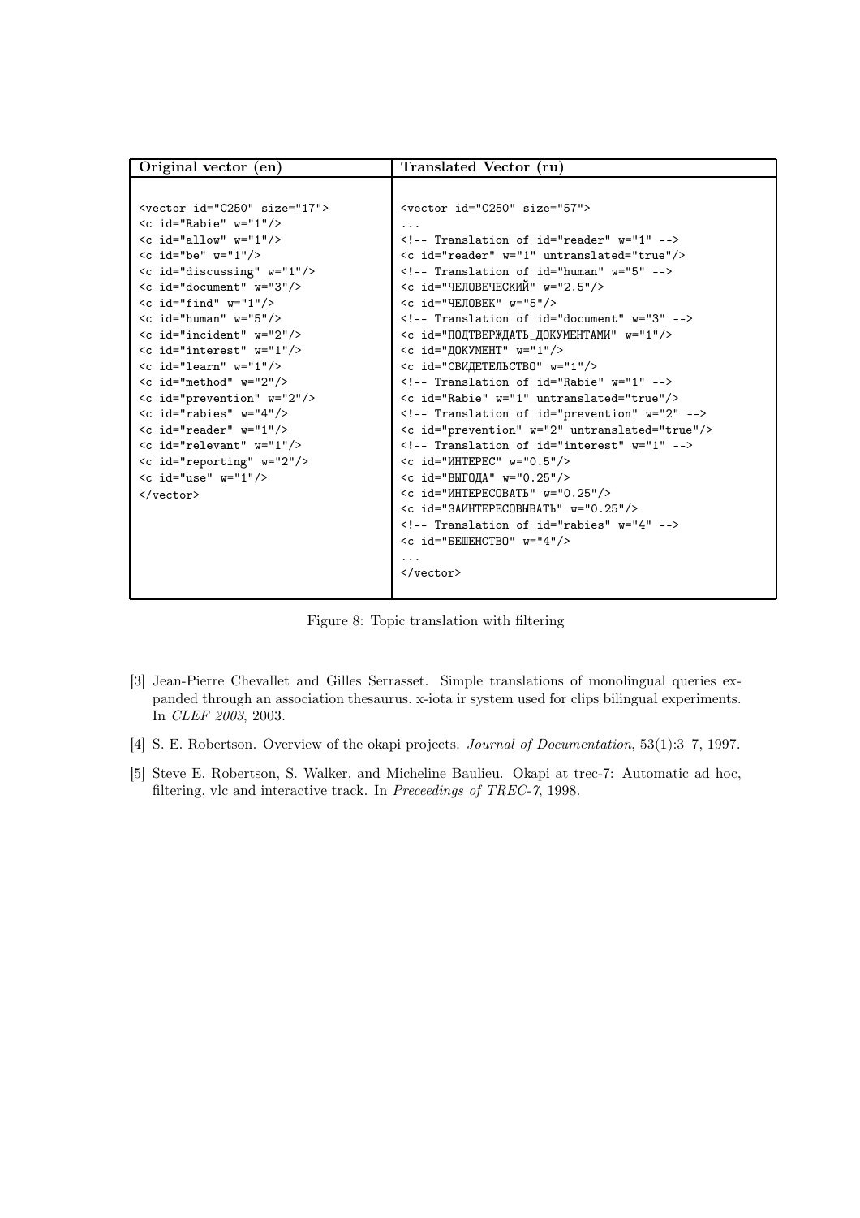| Original vector (en) | Translated Vector (ru) |
|---|---|
| `<vector id="C250" size="17">` | `<vector id="C250" size="57">` |
| `<c id="Rabie" w="1"/>` | `...` |
| `<c id="allow" w="1"/>` | `<!-- Translation of id="reader" w="1" -->` |
| `<c id="be" w="1"/>` | `<c id="reader" w="1" untranslated="true"/>` |
| `<c id="discussing" w="1"/>` | `<!-- Translation of id="human" w="5" -->` |
| `<c id="document" w="3"/>` | `<c id="ЧЕЛОВЕЧЕСКИЙ" w="2.5"/>` |
| `<c id="find" w="1"/>` | `<c id="ЧЕЛОВЕК" w="5"/>` |
| `<c id="human" w="5"/>` | `<!-- Translation of id="document" w="3" -->` |
| `<c id="incident" w="2"/>` | `<c id="ПОДТВЕРЖДАТЬ_ДОКУМЕНТАМИ" w="1"/>` |
| `<c id="interest" w="1"/>` | `<c id="ДОКУМЕНТ" w="1"/>` |
| `<c id="learn" w="1"/>` | `<c id="СВИДЕТЕЛЬСТВО" w="1"/>` |
| `<c id="method" w="2"/>` | `<!-- Translation of id="Rabie" w="1" -->` |
| `<c id="prevention" w="2"/>` | `<c id="Rabie" w="1" untranslated="true"/>` |
| `<c id="rabies" w="4"/>` | `<!-- Translation of id="prevention" w="2" -->` |
| `<c id="reader" w="1"/>` | `<c id="prevention" w="2" untranslated="true"/>` |
| `<c id="relevant" w="1"/>` | `<!-- Translation of id="interest" w="1" -->` |
| `<c id="reporting" w="2"/>` | `<c id="ИНТЕРЕС" w="0.5"/>` |
| `<c id="use" w="1"/>` | `<c id="ВЫГОДА" w="0.25"/>` |
| `</vector>` | `<c id="ИНТЕРЕСОВАТЬ" w="0.25"/>` |
| | `<c id="ЗАИНТЕРЕСОВЫВАТЬ" w="0.25"/>` |
| | `<!-- Translation of id="rabies" w="4" -->` |
| | `<c id="БЕШЕНСТВО" w="4"/>` |
| | `...` |
| | `</vector>` |

Figure 8: Topic translation with filtering

[3] Jean-Pierre Chevallet and Gilles Serrasset. Simple translations of monolingual queries expanded through an association thesaurus. x-iota ir system used for clips bilingual experiments. In *CLEF 2003*, 2003.

[4] S. E. Robertson. Overview of the okapi projects. *Journal of Documentation*, 53(1):3–7, 1997.

[5] Steve E. Robertson, S. Walker, and Micheline Baulieu. Okapi at trec-7: Automatic ad hoc, filtering, vlc and interactive track. In *Preceedings of TREC-7*, 1998.